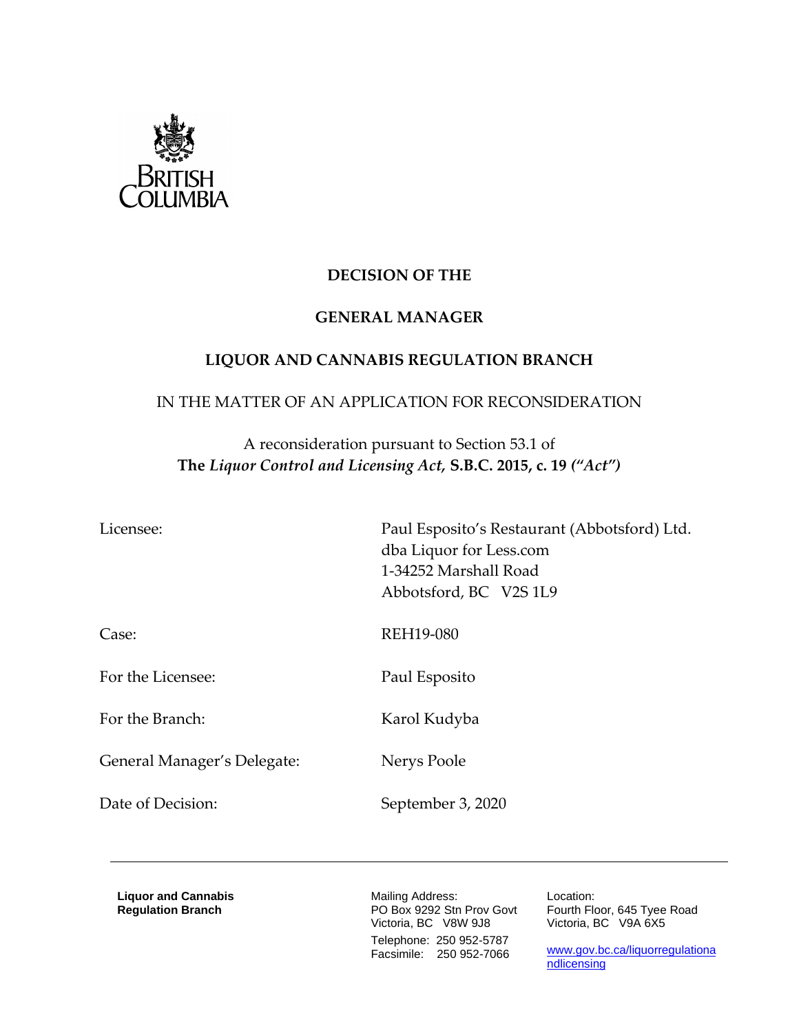BRITISH COLUMBIA

# DECISION OF THE

# GENERAL MANAGER

# LIQUOR AND CANNABIS REGULATION BRANCH

IN THE MATTER OF AN APPLICATION FOR RECONSIDERATION

A reconsideration pursuant to Section 53.1 of
**The** ***Liquor Control and Licensing Act,*** **S.B.C. 2015, c. 19** ***("Act")***

| | |
|---|---|
| Licensee: | Paul Esposito's Restaurant (Abbotsford) Ltd.<br>dba Liquor for Less.com<br>1-34252 Marshall Road<br>Abbotsford, BC V2S 1L9 |
| Case: | REH19-080 |
| For the Licensee: | Paul Esposito |
| For the Branch: | Karol Kudyba |
| General Manager's Delegate: | Nerys Poole |
| Date of Decision: | September 3, 2020 |

**Liquor and Cannabis Regulation Branch**

Mailing Address:
PO Box 9292 Stn Prov Govt
Victoria, BC V8W 9J8
Telephone: 250 952-5787
Facsimile: 250 952-7066

Location:
Fourth Floor, 645 Tyee Road
Victoria, BC V9A 6X5

www.gov.bc.ca/liquorregulationandlicensing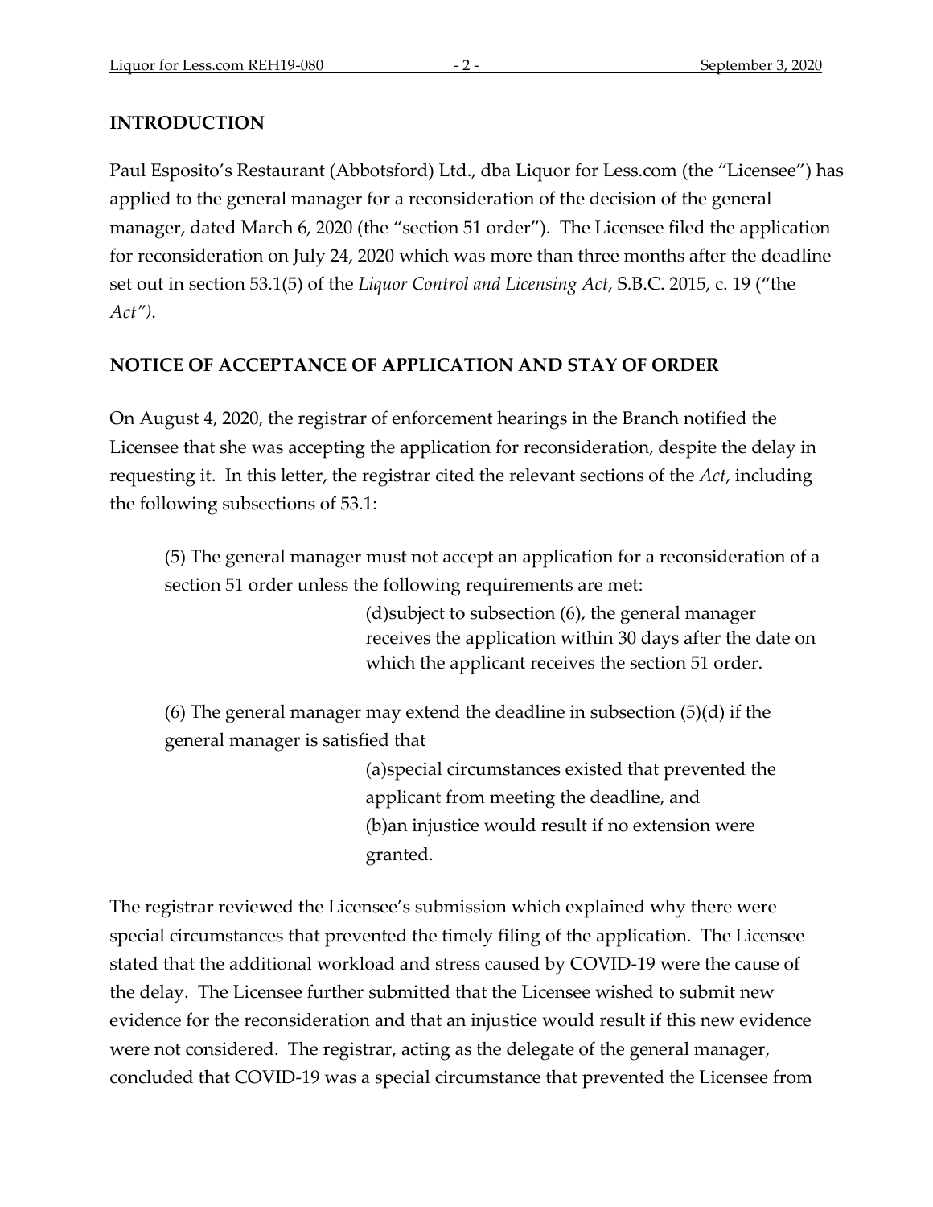## INTRODUCTION

Paul Esposito's Restaurant (Abbotsford) Ltd., dba Liquor for Less.com (the "Licensee") has applied to the general manager for a reconsideration of the decision of the general manager, dated March 6, 2020 (the "section 51 order"). The Licensee filed the application for reconsideration on July 24, 2020 which was more than three months after the deadline set out in section 53.1(5) of the *Liquor Control and Licensing Act*, S.B.C. 2015, c. 19 ("the *Act")*.

## NOTICE OF ACCEPTANCE OF APPLICATION AND STAY OF ORDER

On August 4, 2020, the registrar of enforcement hearings in the Branch notified the Licensee that she was accepting the application for reconsideration, despite the delay in requesting it. In this letter, the registrar cited the relevant sections of the *Act*, including the following subsections of 53.1:

> (5) The general manager must not accept an application for a reconsideration of a section 51 order unless the following requirements are met:
>
> > (d)subject to subsection (6), the general manager receives the application within 30 days after the date on which the applicant receives the section 51 order.
>
> (6) The general manager may extend the deadline in subsection (5)(d) if the general manager is satisfied that
>
> > (a)special circumstances existed that prevented the applicant from meeting the deadline, and
> > (b)an injustice would result if no extension were granted.

The registrar reviewed the Licensee's submission which explained why there were special circumstances that prevented the timely filing of the application. The Licensee stated that the additional workload and stress caused by COVID-19 were the cause of the delay. The Licensee further submitted that the Licensee wished to submit new evidence for the reconsideration and that an injustice would result if this new evidence were not considered. The registrar, acting as the delegate of the general manager, concluded that COVID-19 was a special circumstance that prevented the Licensee from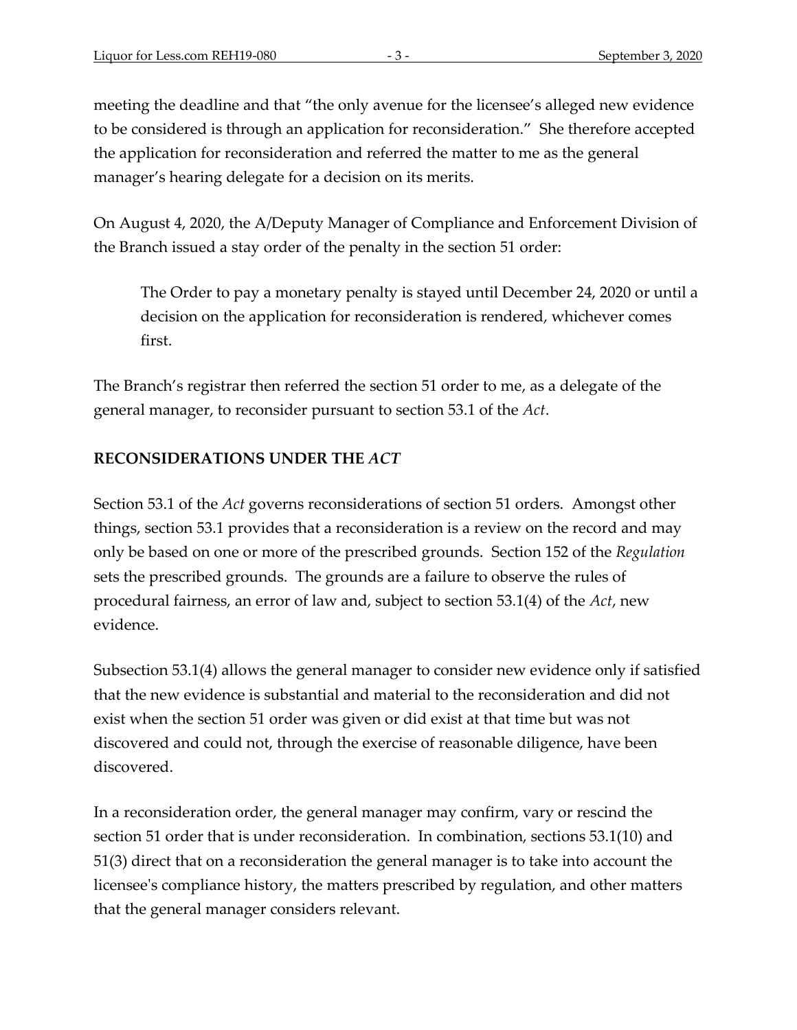meeting the deadline and that "the only avenue for the licensee's alleged new evidence to be considered is through an application for reconsideration." She therefore accepted the application for reconsideration and referred the matter to me as the general manager's hearing delegate for a decision on its merits.

On August 4, 2020, the A/Deputy Manager of Compliance and Enforcement Division of the Branch issued a stay order of the penalty in the section 51 order:

> The Order to pay a monetary penalty is stayed until December 24, 2020 or until a decision on the application for reconsideration is rendered, whichever comes first.

The Branch's registrar then referred the section 51 order to me, as a delegate of the general manager, to reconsider pursuant to section 53.1 of the *Act*.

## RECONSIDERATIONS UNDER THE *ACT*

Section 53.1 of the *Act* governs reconsiderations of section 51 orders. Amongst other things, section 53.1 provides that a reconsideration is a review on the record and may only be based on one or more of the prescribed grounds. Section 152 of the *Regulation* sets the prescribed grounds. The grounds are a failure to observe the rules of procedural fairness, an error of law and, subject to section 53.1(4) of the *Act*, new evidence.

Subsection 53.1(4) allows the general manager to consider new evidence only if satisfied that the new evidence is substantial and material to the reconsideration and did not exist when the section 51 order was given or did exist at that time but was not discovered and could not, through the exercise of reasonable diligence, have been discovered.

In a reconsideration order, the general manager may confirm, vary or rescind the section 51 order that is under reconsideration. In combination, sections 53.1(10) and 51(3) direct that on a reconsideration the general manager is to take into account the licensee's compliance history, the matters prescribed by regulation, and other matters that the general manager considers relevant.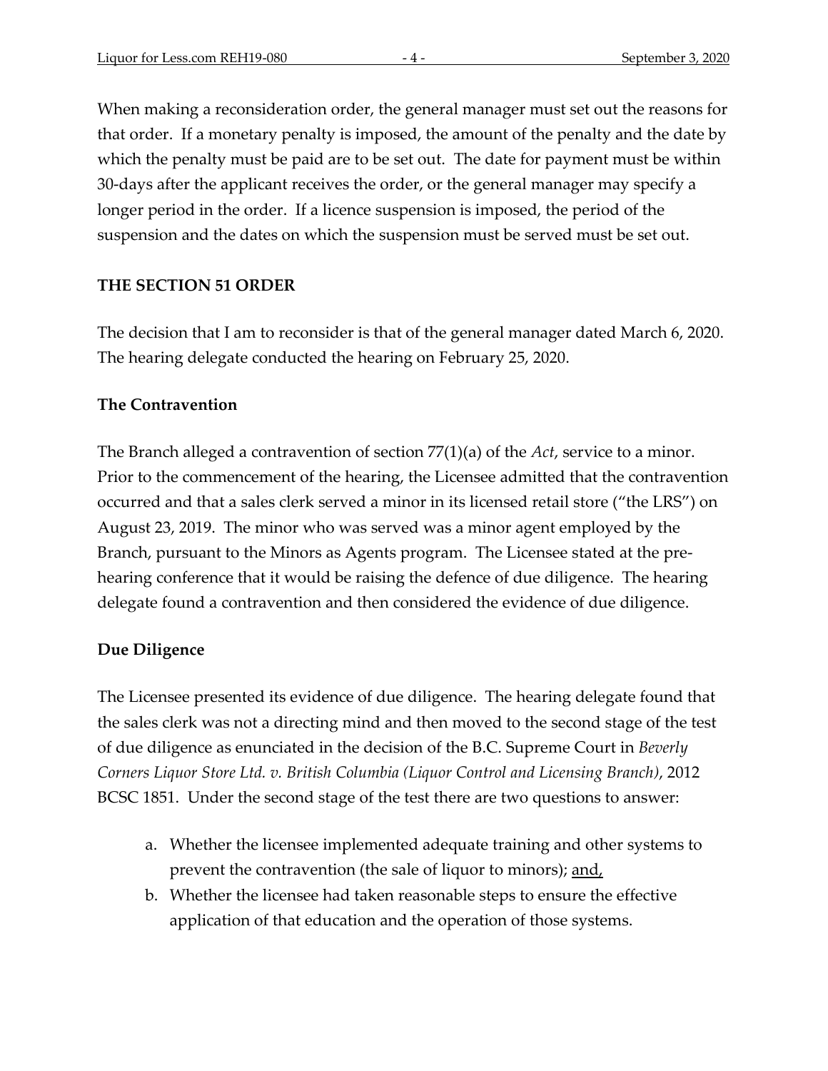When making a reconsideration order, the general manager must set out the reasons for that order. If a monetary penalty is imposed, the amount of the penalty and the date by which the penalty must be paid are to be set out. The date for payment must be within 30-days after the applicant receives the order, or the general manager may specify a longer period in the order. If a licence suspension is imposed, the period of the suspension and the dates on which the suspension must be served must be set out.

## THE SECTION 51 ORDER

The decision that I am to reconsider is that of the general manager dated March 6, 2020. The hearing delegate conducted the hearing on February 25, 2020.

### The Contravention

The Branch alleged a contravention of section 77(1)(a) of the *Act*, service to a minor. Prior to the commencement of the hearing, the Licensee admitted that the contravention occurred and that a sales clerk served a minor in its licensed retail store ("the LRS") on August 23, 2019. The minor who was served was a minor agent employed by the Branch, pursuant to the Minors as Agents program. The Licensee stated at the pre-hearing conference that it would be raising the defence of due diligence. The hearing delegate found a contravention and then considered the evidence of due diligence.

### Due Diligence

The Licensee presented its evidence of due diligence. The hearing delegate found that the sales clerk was not a directing mind and then moved to the second stage of the test of due diligence as enunciated in the decision of the B.C. Supreme Court in *Beverly Corners Liquor Store Ltd. v. British Columbia (Liquor Control and Licensing Branch)*, 2012 BCSC 1851. Under the second stage of the test there are two questions to answer:

a. Whether the licensee implemented adequate training and other systems to prevent the contravention (the sale of liquor to minors); <u>and,</u>
b. Whether the licensee had taken reasonable steps to ensure the effective application of that education and the operation of those systems.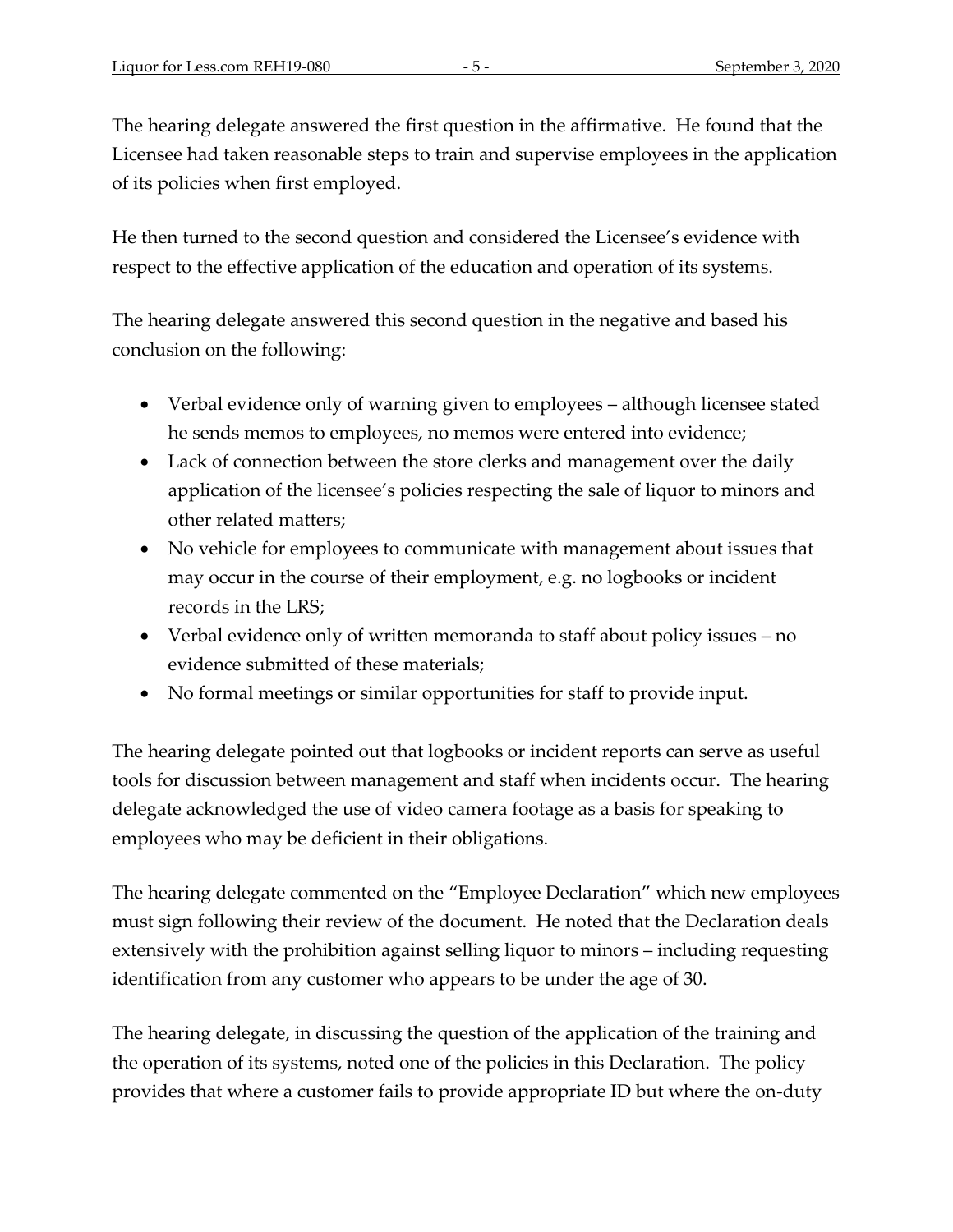The hearing delegate answered the first question in the affirmative. He found that the Licensee had taken reasonable steps to train and supervise employees in the application of its policies when first employed.

He then turned to the second question and considered the Licensee's evidence with respect to the effective application of the education and operation of its systems.

The hearing delegate answered this second question in the negative and based his conclusion on the following:

- Verbal evidence only of warning given to employees – although licensee stated he sends memos to employees, no memos were entered into evidence;
- Lack of connection between the store clerks and management over the daily application of the licensee's policies respecting the sale of liquor to minors and other related matters;
- No vehicle for employees to communicate with management about issues that may occur in the course of their employment, e.g. no logbooks or incident records in the LRS;
- Verbal evidence only of written memoranda to staff about policy issues – no evidence submitted of these materials;
- No formal meetings or similar opportunities for staff to provide input.

The hearing delegate pointed out that logbooks or incident reports can serve as useful tools for discussion between management and staff when incidents occur. The hearing delegate acknowledged the use of video camera footage as a basis for speaking to employees who may be deficient in their obligations.

The hearing delegate commented on the "Employee Declaration" which new employees must sign following their review of the document. He noted that the Declaration deals extensively with the prohibition against selling liquor to minors – including requesting identification from any customer who appears to be under the age of 30.

The hearing delegate, in discussing the question of the application of the training and the operation of its systems, noted one of the policies in this Declaration. The policy provides that where a customer fails to provide appropriate ID but where the on-duty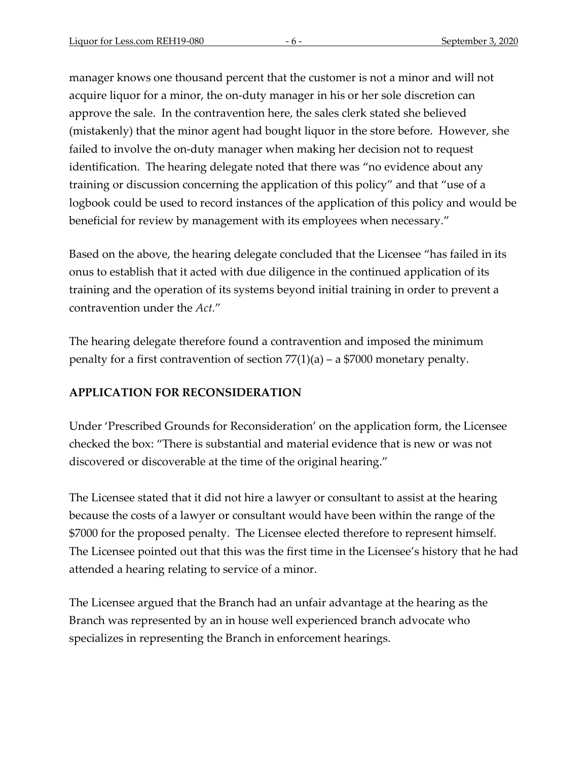manager knows one thousand percent that the customer is not a minor and will not acquire liquor for a minor, the on-duty manager in his or her sole discretion can approve the sale. In the contravention here, the sales clerk stated she believed (mistakenly) that the minor agent had bought liquor in the store before. However, she failed to involve the on-duty manager when making her decision not to request identification. The hearing delegate noted that there was "no evidence about any training or discussion concerning the application of this policy" and that "use of a logbook could be used to record instances of the application of this policy and would be beneficial for review by management with its employees when necessary."

Based on the above, the hearing delegate concluded that the Licensee "has failed in its onus to establish that it acted with due diligence in the continued application of its training and the operation of its systems beyond initial training in order to prevent a contravention under the *Act*."

The hearing delegate therefore found a contravention and imposed the minimum penalty for a first contravention of section 77(1)(a) – a $7000 monetary penalty.

## APPLICATION FOR RECONSIDERATION

Under 'Prescribed Grounds for Reconsideration' on the application form, the Licensee checked the box: "There is substantial and material evidence that is new or was not discovered or discoverable at the time of the original hearing."

The Licensee stated that it did not hire a lawyer or consultant to assist at the hearing because the costs of a lawyer or consultant would have been within the range of the $7000 for the proposed penalty. The Licensee elected therefore to represent himself. The Licensee pointed out that this was the first time in the Licensee's history that he had attended a hearing relating to service of a minor.

The Licensee argued that the Branch had an unfair advantage at the hearing as the Branch was represented by an in house well experienced branch advocate who specializes in representing the Branch in enforcement hearings.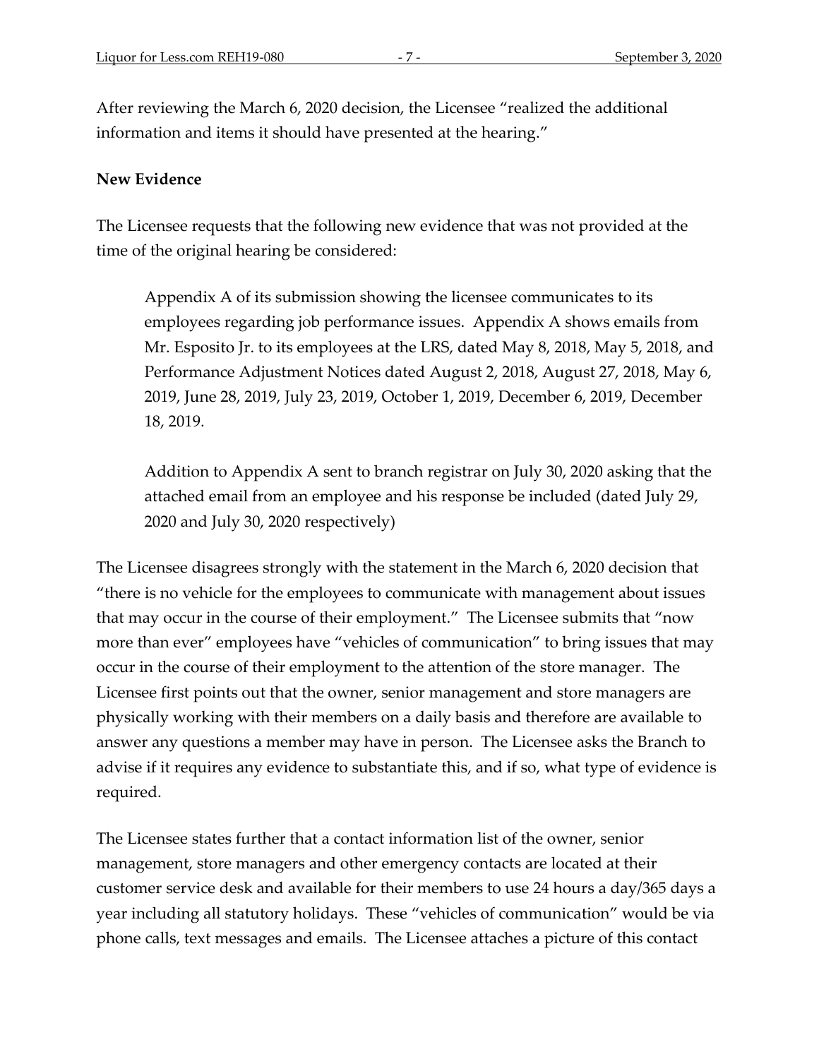After reviewing the March 6, 2020 decision, the Licensee "realized the additional information and items it should have presented at the hearing."

**New Evidence**

The Licensee requests that the following new evidence that was not provided at the time of the original hearing be considered:

> Appendix A of its submission showing the licensee communicates to its employees regarding job performance issues. Appendix A shows emails from Mr. Esposito Jr. to its employees at the LRS, dated May 8, 2018, May 5, 2018, and Performance Adjustment Notices dated August 2, 2018, August 27, 2018, May 6, 2019, June 28, 2019, July 23, 2019, October 1, 2019, December 6, 2019, December 18, 2019.
>
> Addition to Appendix A sent to branch registrar on July 30, 2020 asking that the attached email from an employee and his response be included (dated July 29, 2020 and July 30, 2020 respectively)

The Licensee disagrees strongly with the statement in the March 6, 2020 decision that "there is no vehicle for the employees to communicate with management about issues that may occur in the course of their employment." The Licensee submits that "now more than ever" employees have "vehicles of communication" to bring issues that may occur in the course of their employment to the attention of the store manager. The Licensee first points out that the owner, senior management and store managers are physically working with their members on a daily basis and therefore are available to answer any questions a member may have in person. The Licensee asks the Branch to advise if it requires any evidence to substantiate this, and if so, what type of evidence is required.

The Licensee states further that a contact information list of the owner, senior management, store managers and other emergency contacts are located at their customer service desk and available for their members to use 24 hours a day/365 days a year including all statutory holidays. These "vehicles of communication" would be via phone calls, text messages and emails. The Licensee attaches a picture of this contact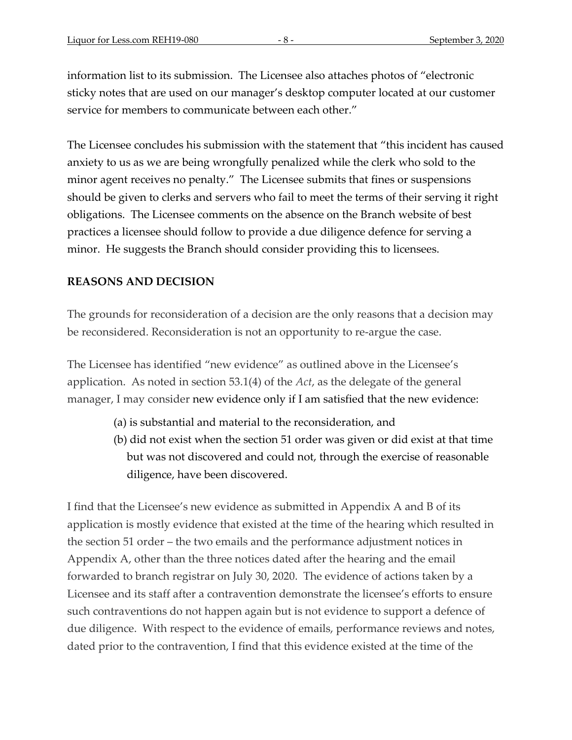information list to its submission. The Licensee also attaches photos of "electronic sticky notes that are used on our manager's desktop computer located at our customer service for members to communicate between each other."

The Licensee concludes his submission with the statement that "this incident has caused anxiety to us as we are being wrongfully penalized while the clerk who sold to the minor agent receives no penalty." The Licensee submits that fines or suspensions should be given to clerks and servers who fail to meet the terms of their serving it right obligations. The Licensee comments on the absence on the Branch website of best practices a licensee should follow to provide a due diligence defence for serving a minor. He suggests the Branch should consider providing this to licensees.

## REASONS AND DECISION

The grounds for reconsideration of a decision are the only reasons that a decision may be reconsidered. Reconsideration is not an opportunity to re-argue the case.

The Licensee has identified "new evidence" as outlined above in the Licensee's application. As noted in section 53.1(4) of the *Act*, as the delegate of the general manager, I may consider new evidence only if I am satisfied that the new evidence:

(a) is substantial and material to the reconsideration, and
(b) did not exist when the section 51 order was given or did exist at that time but was not discovered and could not, through the exercise of reasonable diligence, have been discovered.

I find that the Licensee's new evidence as submitted in Appendix A and B of its application is mostly evidence that existed at the time of the hearing which resulted in the section 51 order – the two emails and the performance adjustment notices in Appendix A, other than the three notices dated after the hearing and the email forwarded to branch registrar on July 30, 2020. The evidence of actions taken by a Licensee and its staff after a contravention demonstrate the licensee's efforts to ensure such contraventions do not happen again but is not evidence to support a defence of due diligence. With respect to the evidence of emails, performance reviews and notes, dated prior to the contravention, I find that this evidence existed at the time of the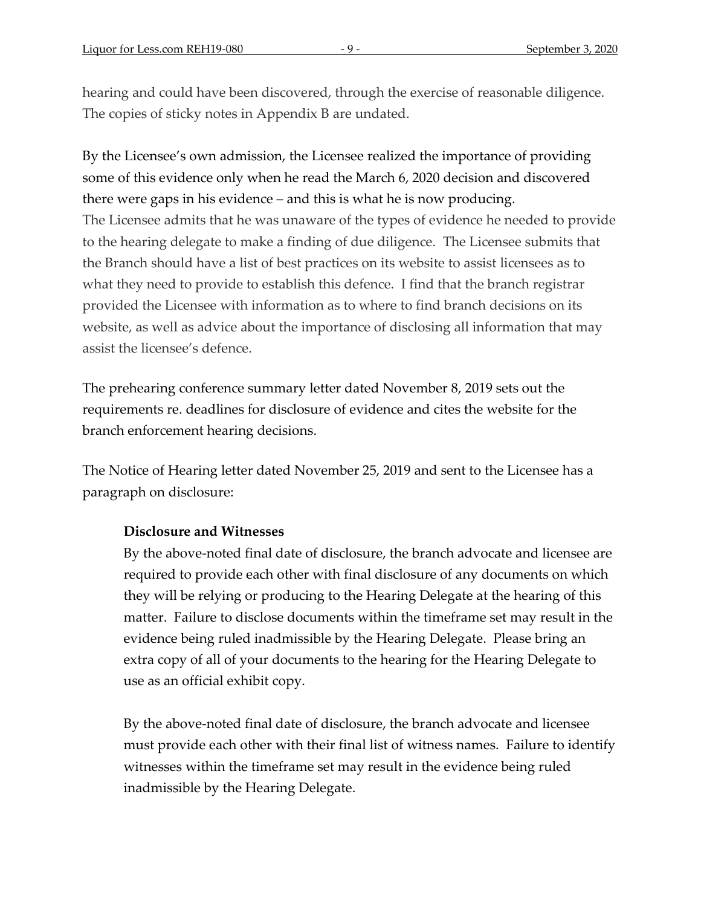hearing and could have been discovered, through the exercise of reasonable diligence. The copies of sticky notes in Appendix B are undated.

By the Licensee's own admission, the Licensee realized the importance of providing some of this evidence only when he read the March 6, 2020 decision and discovered there were gaps in his evidence – and this is what he is now producing.
The Licensee admits that he was unaware of the types of evidence he needed to provide to the hearing delegate to make a finding of due diligence. The Licensee submits that the Branch should have a list of best practices on its website to assist licensees as to what they need to provide to establish this defence. I find that the branch registrar provided the Licensee with information as to where to find branch decisions on its website, as well as advice about the importance of disclosing all information that may assist the licensee's defence.

The prehearing conference summary letter dated November 8, 2019 sets out the requirements re. deadlines for disclosure of evidence and cites the website for the branch enforcement hearing decisions.

The Notice of Hearing letter dated November 25, 2019 and sent to the Licensee has a paragraph on disclosure:

> **Disclosure and Witnesses**
> By the above-noted final date of disclosure, the branch advocate and licensee are required to provide each other with final disclosure of any documents on which they will be relying or producing to the Hearing Delegate at the hearing of this matter. Failure to disclose documents within the timeframe set may result in the evidence being ruled inadmissible by the Hearing Delegate. Please bring an extra copy of all of your documents to the hearing for the Hearing Delegate to use as an official exhibit copy.
>
> By the above-noted final date of disclosure, the branch advocate and licensee must provide each other with their final list of witness names. Failure to identify witnesses within the timeframe set may result in the evidence being ruled inadmissible by the Hearing Delegate.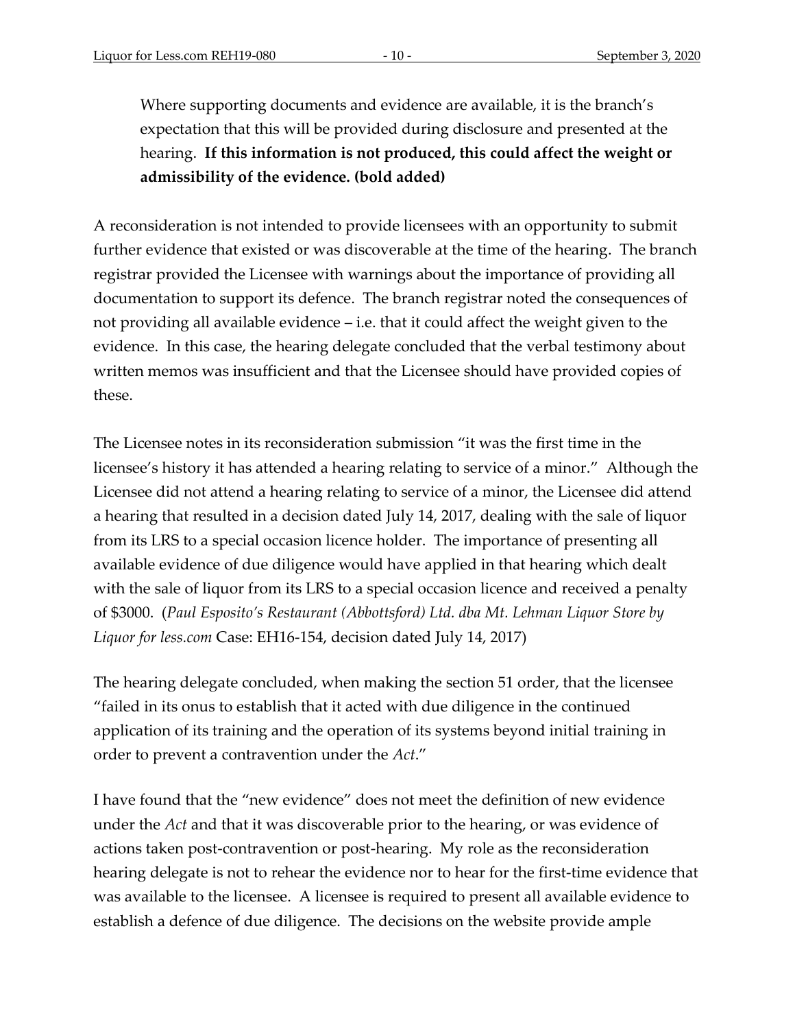> Where supporting documents and evidence are available, it is the branch's expectation that this will be provided during disclosure and presented at the hearing. **If this information is not produced, this could affect the weight or admissibility of the evidence. (bold added)**

A reconsideration is not intended to provide licensees with an opportunity to submit further evidence that existed or was discoverable at the time of the hearing. The branch registrar provided the Licensee with warnings about the importance of providing all documentation to support its defence. The branch registrar noted the consequences of not providing all available evidence – i.e. that it could affect the weight given to the evidence. In this case, the hearing delegate concluded that the verbal testimony about written memos was insufficient and that the Licensee should have provided copies of these.

The Licensee notes in its reconsideration submission "it was the first time in the licensee's history it has attended a hearing relating to service of a minor." Although the Licensee did not attend a hearing relating to service of a minor, the Licensee did attend a hearing that resulted in a decision dated July 14, 2017, dealing with the sale of liquor from its LRS to a special occasion licence holder. The importance of presenting all available evidence of due diligence would have applied in that hearing which dealt with the sale of liquor from its LRS to a special occasion licence and received a penalty of $3000. (*Paul Esposito's Restaurant (Abbottsford) Ltd. dba Mt. Lehman Liquor Store by Liquor for less.com* Case: EH16-154, decision dated July 14, 2017)

The hearing delegate concluded, when making the section 51 order, that the licensee "failed in its onus to establish that it acted with due diligence in the continued application of its training and the operation of its systems beyond initial training in order to prevent a contravention under the *Act*."

I have found that the "new evidence" does not meet the definition of new evidence under the *Act* and that it was discoverable prior to the hearing, or was evidence of actions taken post-contravention or post-hearing. My role as the reconsideration hearing delegate is not to rehear the evidence nor to hear for the first-time evidence that was available to the licensee. A licensee is required to present all available evidence to establish a defence of due diligence. The decisions on the website provide ample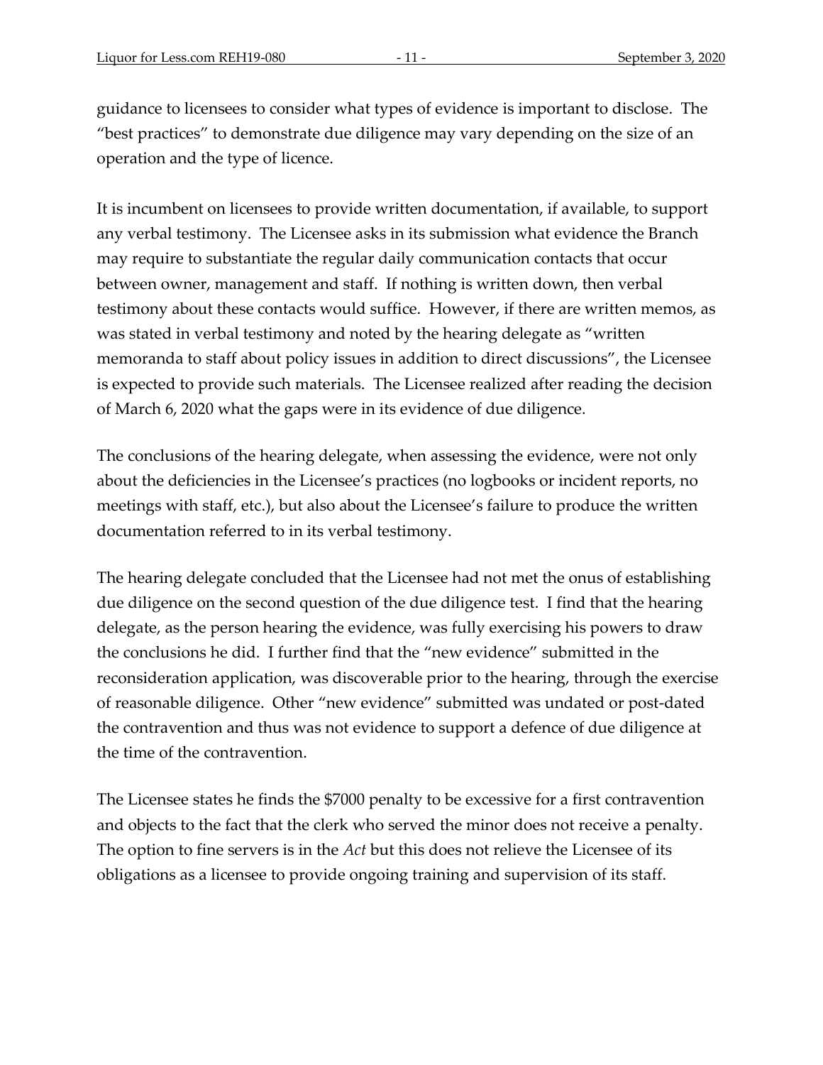guidance to licensees to consider what types of evidence is important to disclose. The "best practices" to demonstrate due diligence may vary depending on the size of an operation and the type of licence.

It is incumbent on licensees to provide written documentation, if available, to support any verbal testimony. The Licensee asks in its submission what evidence the Branch may require to substantiate the regular daily communication contacts that occur between owner, management and staff. If nothing is written down, then verbal testimony about these contacts would suffice. However, if there are written memos, as was stated in verbal testimony and noted by the hearing delegate as "written memoranda to staff about policy issues in addition to direct discussions", the Licensee is expected to provide such materials. The Licensee realized after reading the decision of March 6, 2020 what the gaps were in its evidence of due diligence.

The conclusions of the hearing delegate, when assessing the evidence, were not only about the deficiencies in the Licensee's practices (no logbooks or incident reports, no meetings with staff, etc.), but also about the Licensee's failure to produce the written documentation referred to in its verbal testimony.

The hearing delegate concluded that the Licensee had not met the onus of establishing due diligence on the second question of the due diligence test. I find that the hearing delegate, as the person hearing the evidence, was fully exercising his powers to draw the conclusions he did. I further find that the "new evidence" submitted in the reconsideration application, was discoverable prior to the hearing, through the exercise of reasonable diligence. Other "new evidence" submitted was undated or post-dated the contravention and thus was not evidence to support a defence of due diligence at the time of the contravention.

The Licensee states he finds the $7000 penalty to be excessive for a first contravention and objects to the fact that the clerk who served the minor does not receive a penalty. The option to fine servers is in the *Act* but this does not relieve the Licensee of its obligations as a licensee to provide ongoing training and supervision of its staff.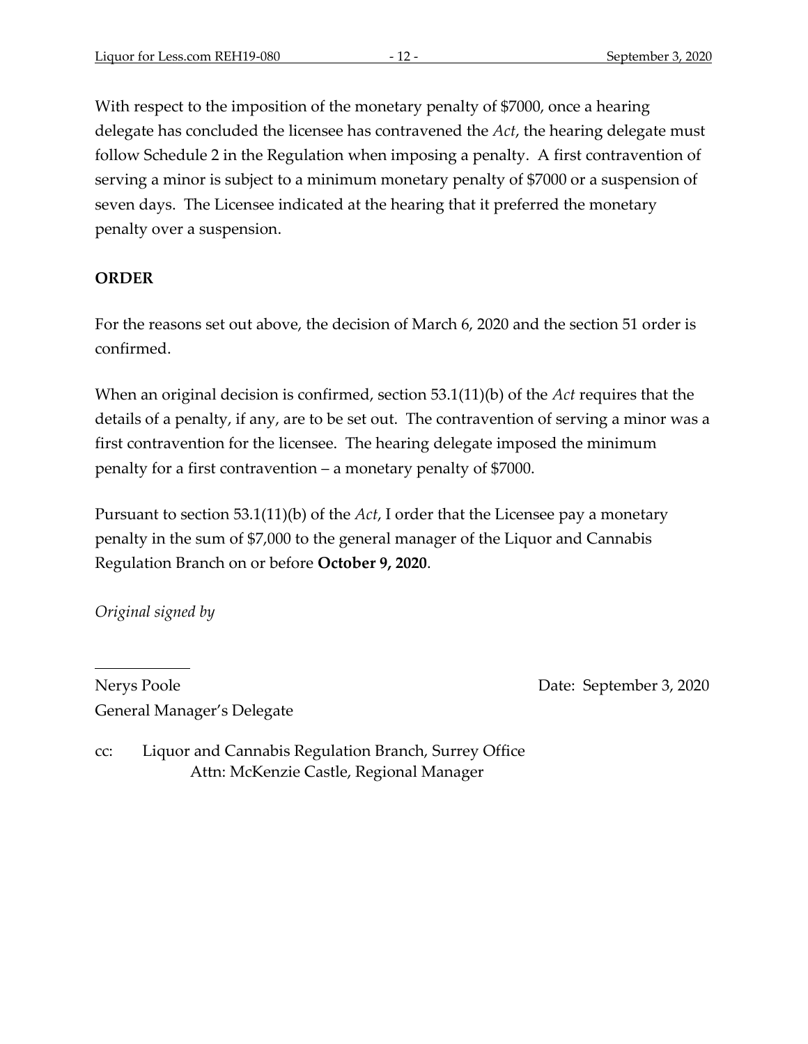With respect to the imposition of the monetary penalty of $7000, once a hearing delegate has concluded the licensee has contravened the *Act*, the hearing delegate must follow Schedule 2 in the Regulation when imposing a penalty. A first contravention of serving a minor is subject to a minimum monetary penalty of $7000 or a suspension of seven days. The Licensee indicated at the hearing that it preferred the monetary penalty over a suspension.

**ORDER**

For the reasons set out above, the decision of March 6, 2020 and the section 51 order is confirmed.

When an original decision is confirmed, section 53.1(11)(b) of the *Act* requires that the details of a penalty, if any, are to be set out. The contravention of serving a minor was a first contravention for the licensee. The hearing delegate imposed the minimum penalty for a first contravention – a monetary penalty of $7000.

Pursuant to section 53.1(11)(b) of the *Act*, I order that the Licensee pay a monetary penalty in the sum of $7,000 to the general manager of the Liquor and Cannabis Regulation Branch on or before **October 9, 2020**.

*Original signed by*

Nerys Poole
General Manager's Delegate

Date: September 3, 2020

cc: Liquor and Cannabis Regulation Branch, Surrey Office
Attn: McKenzie Castle, Regional Manager